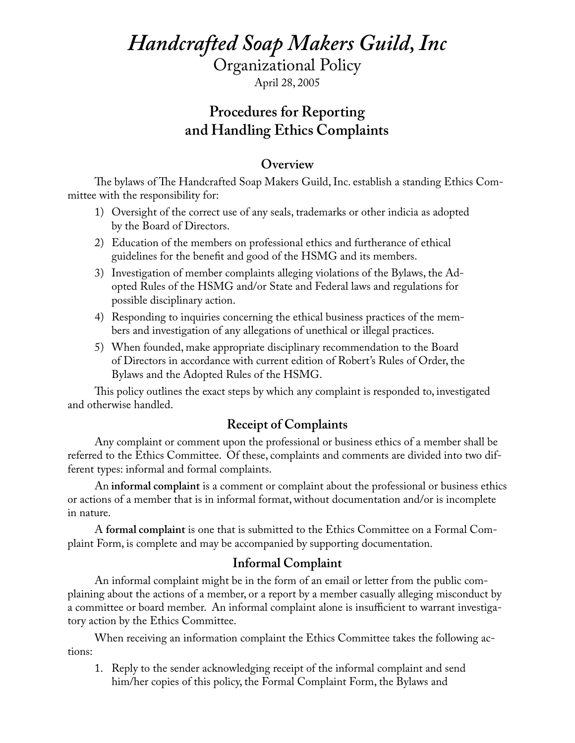# *Handcrafted Soap Makers Guild, Inc*

Organizational Policy

April 28, 2005

## Procedures for Reporting and Handling Ethics Complaints

### Overview

The bylaws of The Handcrafted Soap Makers Guild, Inc. establish a standing Ethics Committee with the responsibility for:

1) Oversight of the correct use of any seals, trademarks or other indicia as adopted by the Board of Directors.
2) Education of the members on professional ethics and furtherance of ethical guidelines for the benefit and good of the HSMG and its members.
3) Investigation of member complaints alleging violations of the Bylaws, the Adopted Rules of the HSMG and/or State and Federal laws and regulations for possible disciplinary action.
4) Responding to inquiries concerning the ethical business practices of the members and investigation of any allegations of unethical or illegal practices.
5) When founded, make appropriate disciplinary recommendation to the Board of Directors in accordance with current edition of Robert's Rules of Order, the Bylaws and the Adopted Rules of the HSMG.

This policy outlines the exact steps by which any complaint is responded to, investigated and otherwise handled.

### Receipt of Complaints

Any complaint or comment upon the professional or business ethics of a member shall be referred to the Ethics Committee. Of these, complaints and comments are divided into two different types: informal and formal complaints.

An **informal complaint** is a comment or complaint about the professional or business ethics or actions of a member that is in informal format, without documentation and/or is incomplete in nature.

A **formal complaint** is one that is submitted to the Ethics Committee on a Formal Complaint Form, is complete and may be accompanied by supporting documentation.

### Informal Complaint

An informal complaint might be in the form of an email or letter from the public complaining about the actions of a member, or a report by a member casually alleging misconduct by a committee or board member. An informal complaint alone is insufficient to warrant investigatory action by the Ethics Committee.

When receiving an information complaint the Ethics Committee takes the following actions:

1. Reply to the sender acknowledging receipt of the informal complaint and send him/her copies of this policy, the Formal Complaint Form, the Bylaws and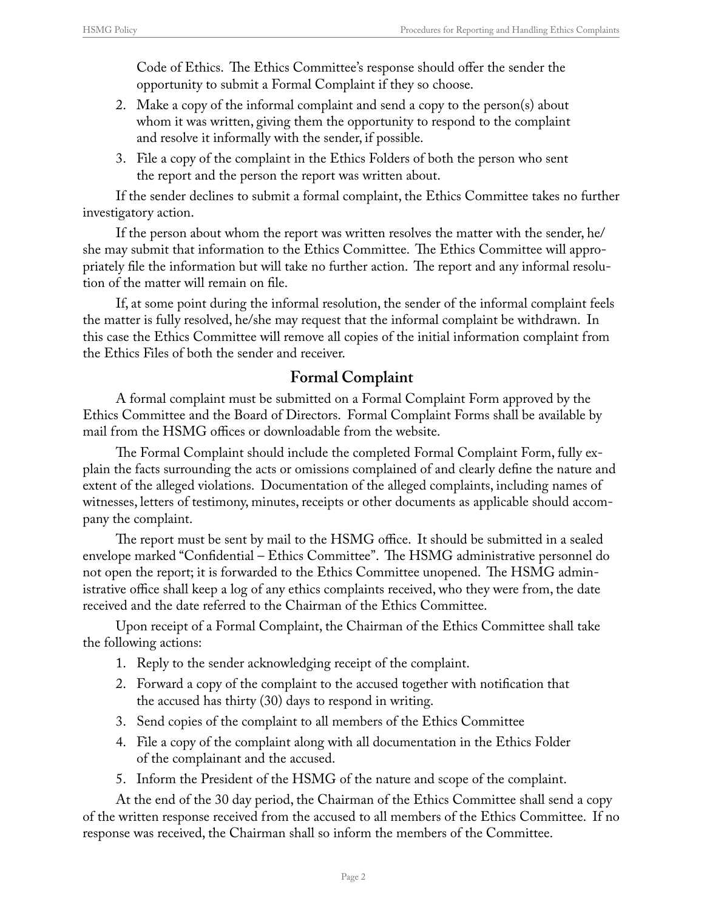Code of Ethics. The Ethics Committee's response should offer the sender the opportunity to submit a Formal Complaint if they so choose.

2. Make a copy of the informal complaint and send a copy to the person(s) about whom it was written, giving them the opportunity to respond to the complaint and resolve it informally with the sender, if possible.
3. File a copy of the complaint in the Ethics Folders of both the person who sent the report and the person the report was written about.

If the sender declines to submit a formal complaint, the Ethics Committee takes no further investigatory action.

If the person about whom the report was written resolves the matter with the sender, he/she may submit that information to the Ethics Committee. The Ethics Committee will appropriately file the information but will take no further action. The report and any informal resolution of the matter will remain on file.

If, at some point during the informal resolution, the sender of the informal complaint feels the matter is fully resolved, he/she may request that the informal complaint be withdrawn. In this case the Ethics Committee will remove all copies of the initial information complaint from the Ethics Files of both the sender and receiver.

## Formal Complaint

A formal complaint must be submitted on a Formal Complaint Form approved by the Ethics Committee and the Board of Directors. Formal Complaint Forms shall be available by mail from the HSMG offices or downloadable from the website.

The Formal Complaint should include the completed Formal Complaint Form, fully explain the facts surrounding the acts or omissions complained of and clearly define the nature and extent of the alleged violations. Documentation of the alleged complaints, including names of witnesses, letters of testimony, minutes, receipts or other documents as applicable should accompany the complaint.

The report must be sent by mail to the HSMG office. It should be submitted in a sealed envelope marked "Confidential – Ethics Committee". The HSMG administrative personnel do not open the report; it is forwarded to the Ethics Committee unopened. The HSMG administrative office shall keep a log of any ethics complaints received, who they were from, the date received and the date referred to the Chairman of the Ethics Committee.

Upon receipt of a Formal Complaint, the Chairman of the Ethics Committee shall take the following actions:

1. Reply to the sender acknowledging receipt of the complaint.
2. Forward a copy of the complaint to the accused together with notification that the accused has thirty (30) days to respond in writing.
3. Send copies of the complaint to all members of the Ethics Committee
4. File a copy of the complaint along with all documentation in the Ethics Folder of the complainant and the accused.
5. Inform the President of the HSMG of the nature and scope of the complaint.

At the end of the 30 day period, the Chairman of the Ethics Committee shall send a copy of the written response received from the accused to all members of the Ethics Committee. If no response was received, the Chairman shall so inform the members of the Committee.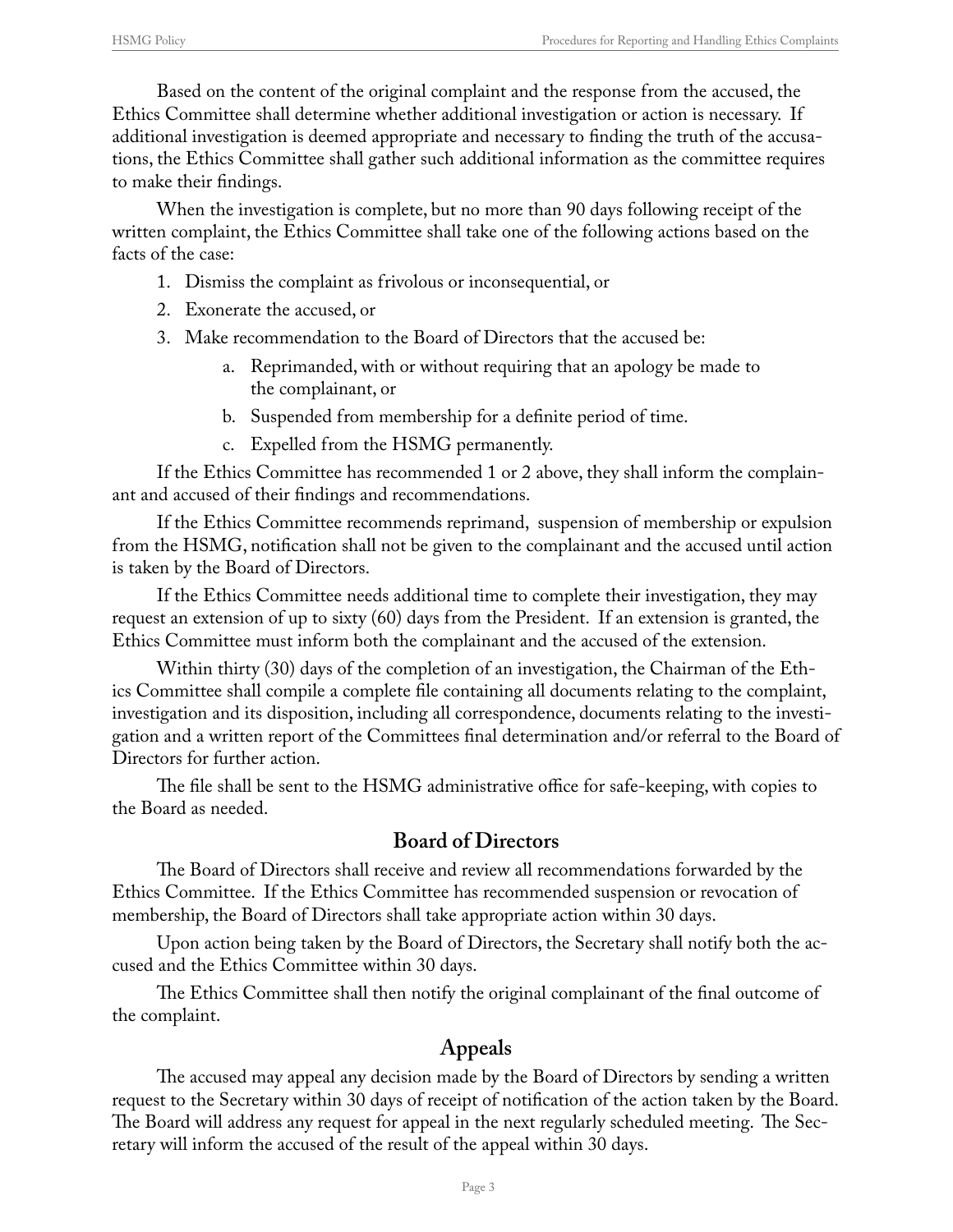Based on the content of the original complaint and the response from the accused, the Ethics Committee shall determine whether additional investigation or action is necessary. If additional investigation is deemed appropriate and necessary to finding the truth of the accusations, the Ethics Committee shall gather such additional information as the committee requires to make their findings.

When the investigation is complete, but no more than 90 days following receipt of the written complaint, the Ethics Committee shall take one of the following actions based on the facts of the case:

1. Dismiss the complaint as frivolous or inconsequential, or
2. Exonerate the accused, or
3. Make recommendation to the Board of Directors that the accused be:
    a. Reprimanded, with or without requiring that an apology be made to the complainant, or
    b. Suspended from membership for a definite period of time.
    c. Expelled from the HSMG permanently.

If the Ethics Committee has recommended 1 or 2 above, they shall inform the complainant and accused of their findings and recommendations.

If the Ethics Committee recommends reprimand, suspension of membership or expulsion from the HSMG, notification shall not be given to the complainant and the accused until action is taken by the Board of Directors.

If the Ethics Committee needs additional time to complete their investigation, they may request an extension of up to sixty (60) days from the President. If an extension is granted, the Ethics Committee must inform both the complainant and the accused of the extension.

Within thirty (30) days of the completion of an investigation, the Chairman of the Ethics Committee shall compile a complete file containing all documents relating to the complaint, investigation and its disposition, including all correspondence, documents relating to the investigation and a written report of the Committees final determination and/or referral to the Board of Directors for further action.

The file shall be sent to the HSMG administrative office for safe-keeping, with copies to the Board as needed.

## Board of Directors

The Board of Directors shall receive and review all recommendations forwarded by the Ethics Committee. If the Ethics Committee has recommended suspension or revocation of membership, the Board of Directors shall take appropriate action within 30 days.

Upon action being taken by the Board of Directors, the Secretary shall notify both the accused and the Ethics Committee within 30 days.

The Ethics Committee shall then notify the original complainant of the final outcome of the complaint.

## Appeals

The accused may appeal any decision made by the Board of Directors by sending a written request to the Secretary within 30 days of receipt of notification of the action taken by the Board. The Board will address any request for appeal in the next regularly scheduled meeting. The Secretary will inform the accused of the result of the appeal within 30 days.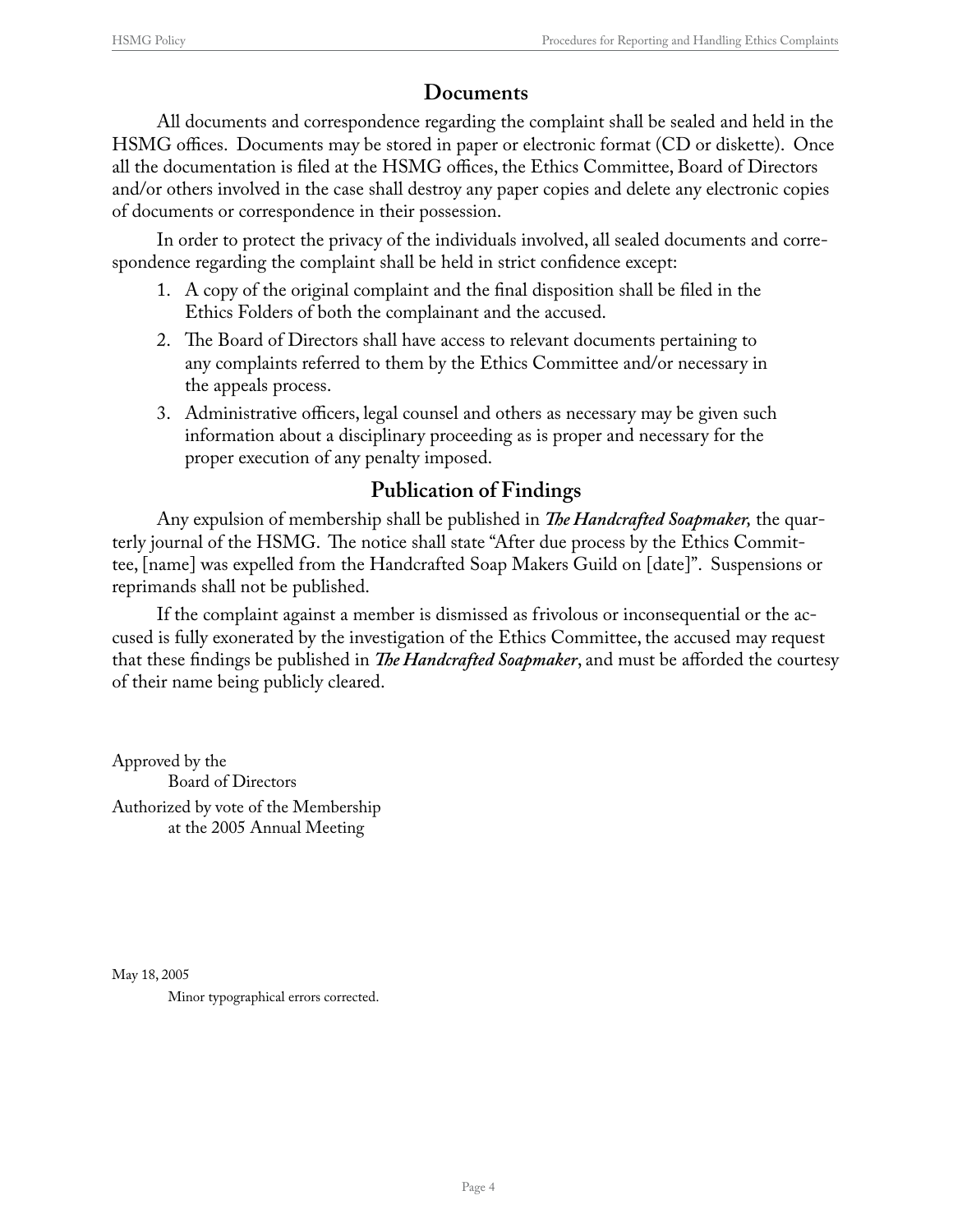## Documents

All documents and correspondence regarding the complaint shall be sealed and held in the HSMG offices. Documents may be stored in paper or electronic format (CD or diskette). Once all the documentation is filed at the HSMG offices, the Ethics Committee, Board of Directors and/or others involved in the case shall destroy any paper copies and delete any electronic copies of documents or correspondence in their possession.

In order to protect the privacy of the individuals involved, all sealed documents and correspondence regarding the complaint shall be held in strict confidence except:

1. A copy of the original complaint and the final disposition shall be filed in the Ethics Folders of both the complainant and the accused.
2. The Board of Directors shall have access to relevant documents pertaining to any complaints referred to them by the Ethics Committee and/or necessary in the appeals process.
3. Administrative officers, legal counsel and others as necessary may be given such information about a disciplinary proceeding as is proper and necessary for the proper execution of any penalty imposed.

## Publication of Findings

Any expulsion of membership shall be published in ***The Handcrafted Soapmaker,*** the quarterly journal of the HSMG. The notice shall state "After due process by the Ethics Committee, [name] was expelled from the Handcrafted Soap Makers Guild on [date]". Suspensions or reprimands shall not be published.

If the complaint against a member is dismissed as frivolous or inconsequential or the accused is fully exonerated by the investigation of the Ethics Committee, the accused may request that these findings be published in ***The Handcrafted Soapmaker***, and must be afforded the courtesy of their name being publicly cleared.

Approved by the
Board of Directors
Authorized by vote of the Membership
at the 2005 Annual Meeting

May 18, 2005
Minor typographical errors corrected.